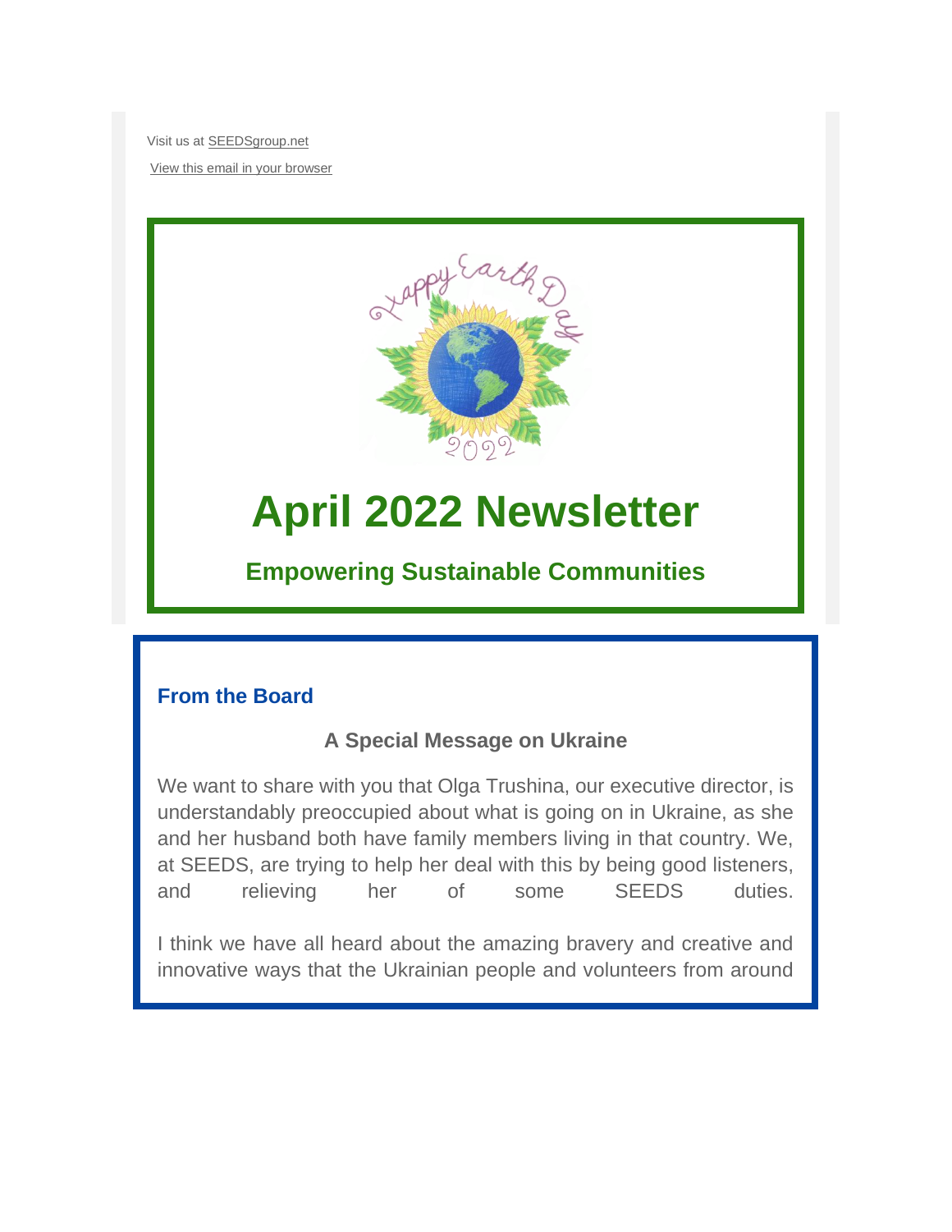Visit us at SEEDSgroup.net

View this email in your browser

# April 2022 Newsletter

### Empowering Sustainable Communities

## From the Board

### A Special Message on Ukraine

We want to share with you that Olga Trushina, our executive director, is understandably preoccupied about what is going on in Ukraine, as she and her husband both have family members living in that country. We, at SEEDS, are trying to help her deal with this by being good listeners, and relieving her of some SEEDS duties.

I think we have all heard about the amazing bravery and creative and innovative ways that the Ukrainian people and volunteers from around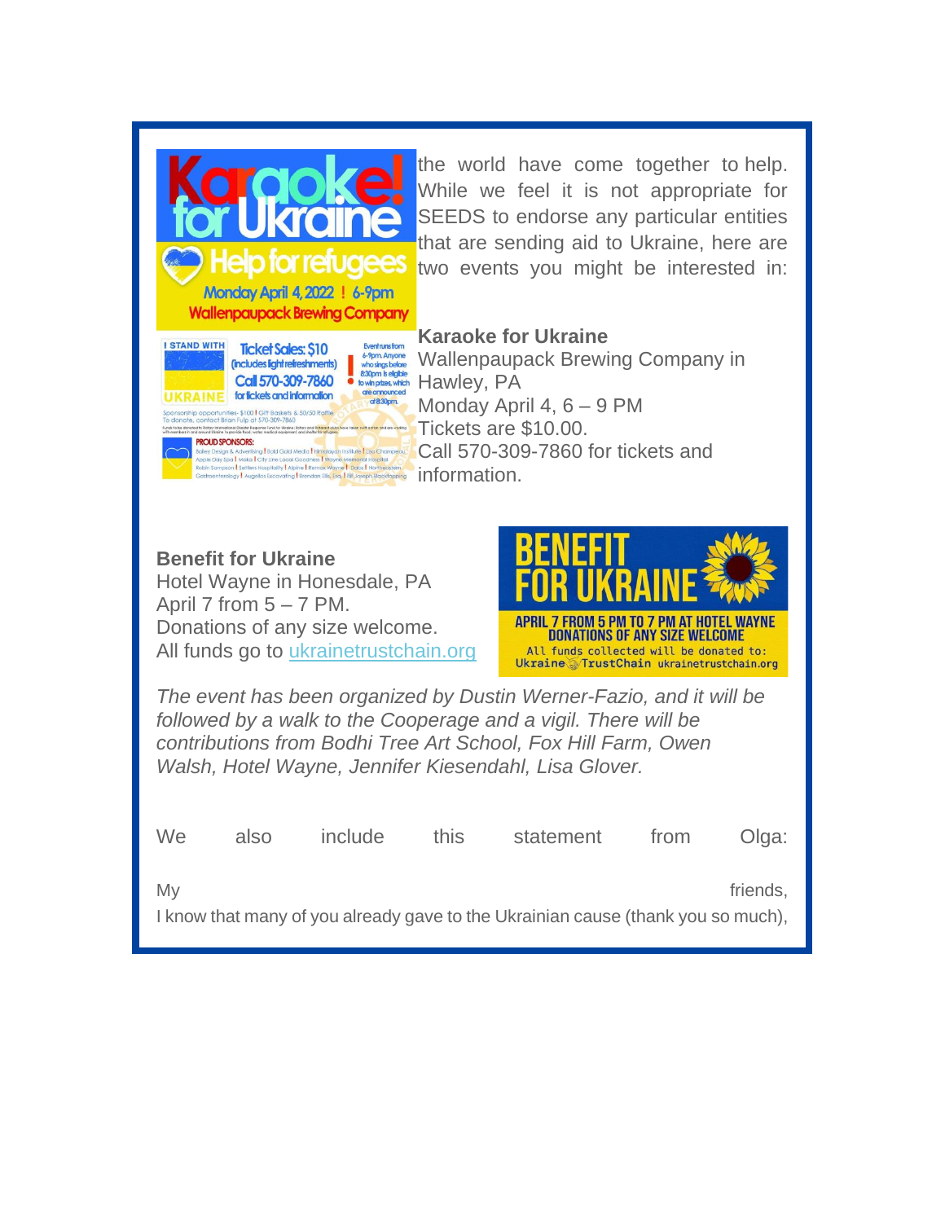the world have come together to help. While we feel it is not appropriate for SEEDS to endorse any particular entities that are sending aid to Ukraine, here are two events you might be interested in:

**Karaoke for Ukraine**
Wallenpaupack Brewing Company in Hawley, PA
Monday April 4, 6 – 9 PM
Tickets are $10.00.
Call 570-309-7860 for tickets and information.

**Benefit for Ukraine**
Hotel Wayne in Honesdale, PA
April 7 from 5 – 7 PM.
Donations of any size welcome.
All funds go to ukrainetrustchain.org

*The event has been organized by Dustin Werner-Fazio, and it will be followed by a walk to the Cooperage and a vigil. There will be contributions from Bodhi Tree Art School, Fox Hill Farm, Owen Walsh, Hotel Wayne, Jennifer Kiesendahl, Lisa Glover.*

We also include this statement from Olga:

My friends,
I know that many of you already gave to the Ukrainian cause (thank you so much),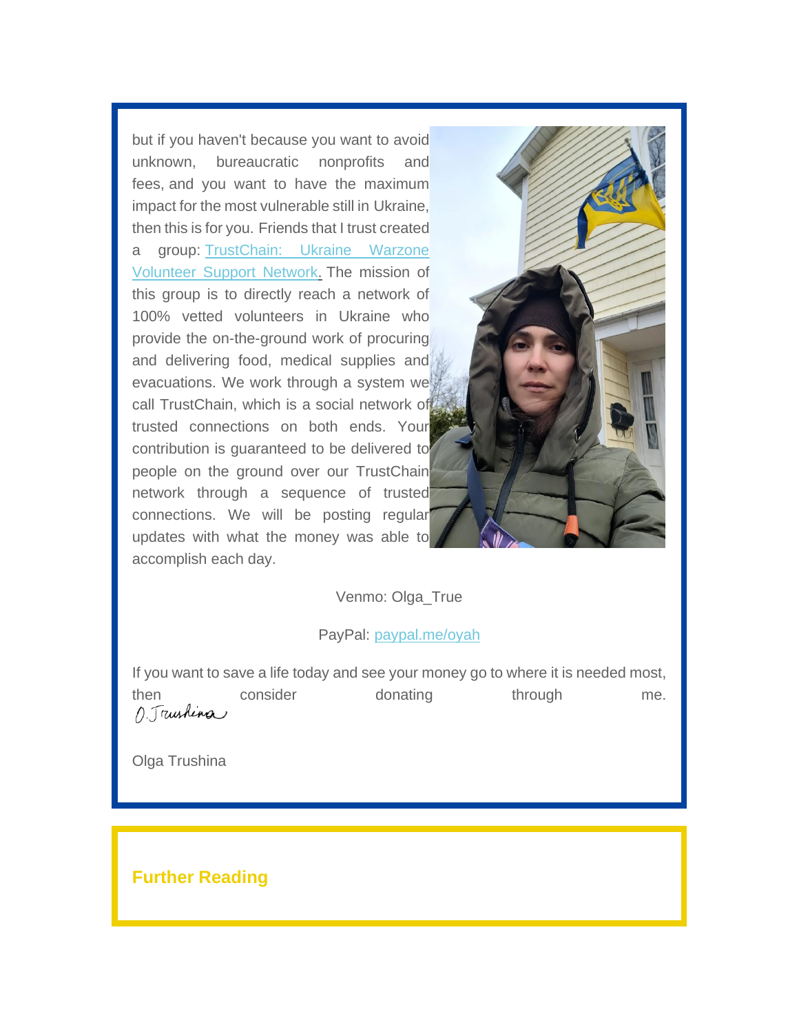but if you haven't because you want to avoid unknown, bureaucratic nonprofits and fees, and you want to have the maximum impact for the most vulnerable still in Ukraine, then this is for you. Friends that I trust created a group: [TrustChain: Ukraine Warzone Volunteer Support Network](). The mission of this group is to directly reach a network of 100% vetted volunteers in Ukraine who provide the on-the-ground work of procuring and delivering food, medical supplies and evacuations. We work through a system we call TrustChain, which is a social network of trusted connections on both ends. Your contribution is guaranteed to be delivered to people on the ground over our TrustChain network through a sequence of trusted connections. We will be posting regular updates with what the money was able to accomplish each day.

Venmo: Olga_True

PayPal: paypal.me/oyah

If you want to save a life today and see your money go to where it is needed most, then consider donating through me.

O.Trushina

Olga Trushina

## Further Reading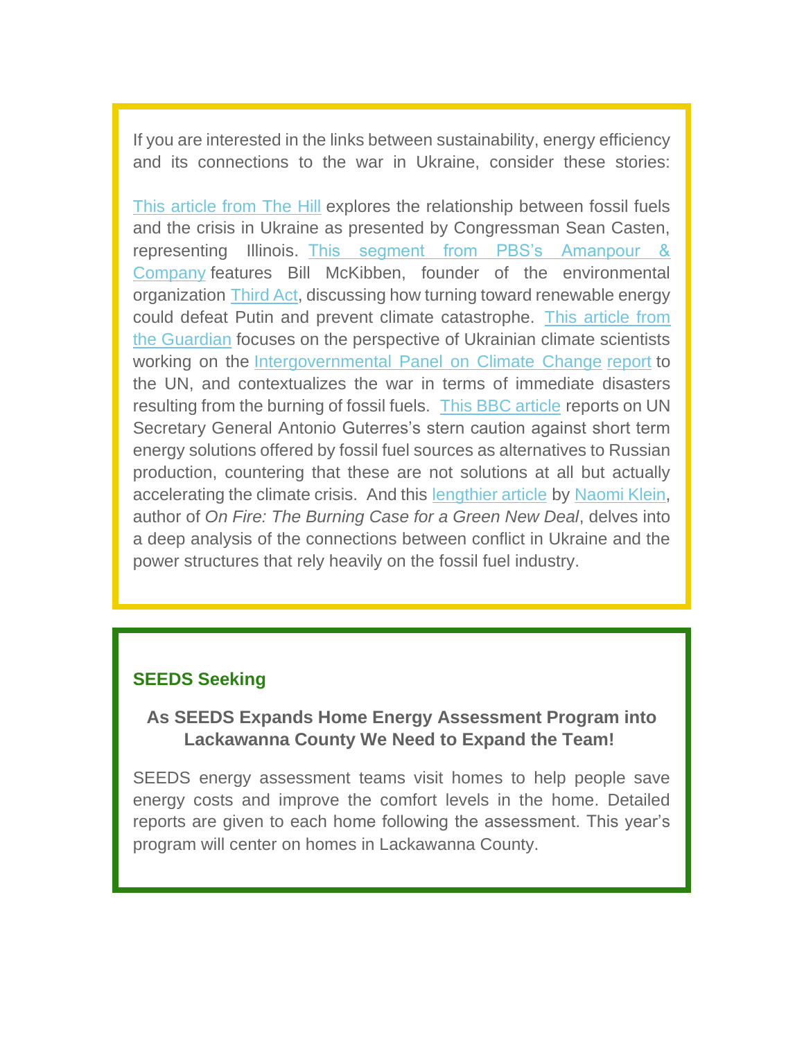If you are interested in the links between sustainability, energy efficiency and its connections to the war in Ukraine, consider these stories:

This article from The Hill explores the relationship between fossil fuels and the crisis in Ukraine as presented by Congressman Sean Casten, representing Illinois. This segment from PBS's Amanpour & Company features Bill McKibben, founder of the environmental organization Third Act, discussing how turning toward renewable energy could defeat Putin and prevent climate catastrophe. This article from the Guardian focuses on the perspective of Ukrainian climate scientists working on the Intergovernmental Panel on Climate Change report to the UN, and contextualizes the war in terms of immediate disasters resulting from the burning of fossil fuels. This BBC article reports on UN Secretary General Antonio Guterres's stern caution against short term energy solutions offered by fossil fuel sources as alternatives to Russian production, countering that these are not solutions at all but actually accelerating the climate crisis. And this lengthier article by Naomi Klein, author of *On Fire: The Burning Case for a Green New Deal*, delves into a deep analysis of the connections between conflict in Ukraine and the power structures that rely heavily on the fossil fuel industry.

## SEEDS Seeking

### As SEEDS Expands Home Energy Assessment Program into Lackawanna County We Need to Expand the Team!

SEEDS energy assessment teams visit homes to help people save energy costs and improve the comfort levels in the home. Detailed reports are given to each home following the assessment. This year's program will center on homes in Lackawanna County.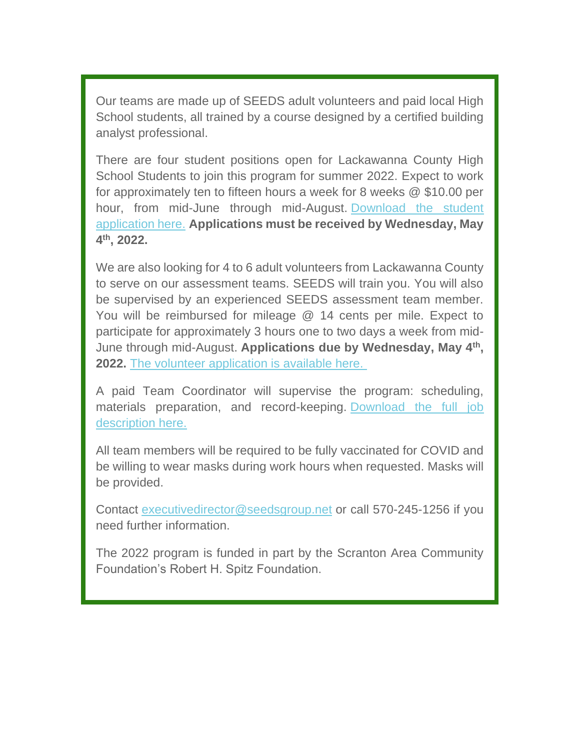Our teams are made up of SEEDS adult volunteers and paid local High School students, all trained by a course designed by a certified building analyst professional.

There are four student positions open for Lackawanna County High School Students to join this program for summer 2022. Expect to work for approximately ten to fifteen hours a week for 8 weeks @ $10.00 per hour, from mid-June through mid-August. Download the student application here. **Applications must be received by Wednesday, May 4th, 2022.**

We are also looking for 4 to 6 adult volunteers from Lackawanna County to serve on our assessment teams. SEEDS will train you. You will also be supervised by an experienced SEEDS assessment team member. You will be reimbursed for mileage @ 14 cents per mile. Expect to participate for approximately 3 hours one to two days a week from mid-June through mid-August. **Applications due by Wednesday, May 4th, 2022.** The volunteer application is available here.

A paid Team Coordinator will supervise the program: scheduling, materials preparation, and record-keeping. Download the full job description here.

All team members will be required to be fully vaccinated for COVID and be willing to wear masks during work hours when requested. Masks will be provided.

Contact executivedirector@seedsgroup.net or call 570-245-1256 if you need further information.

The 2022 program is funded in part by the Scranton Area Community Foundation's Robert H. Spitz Foundation.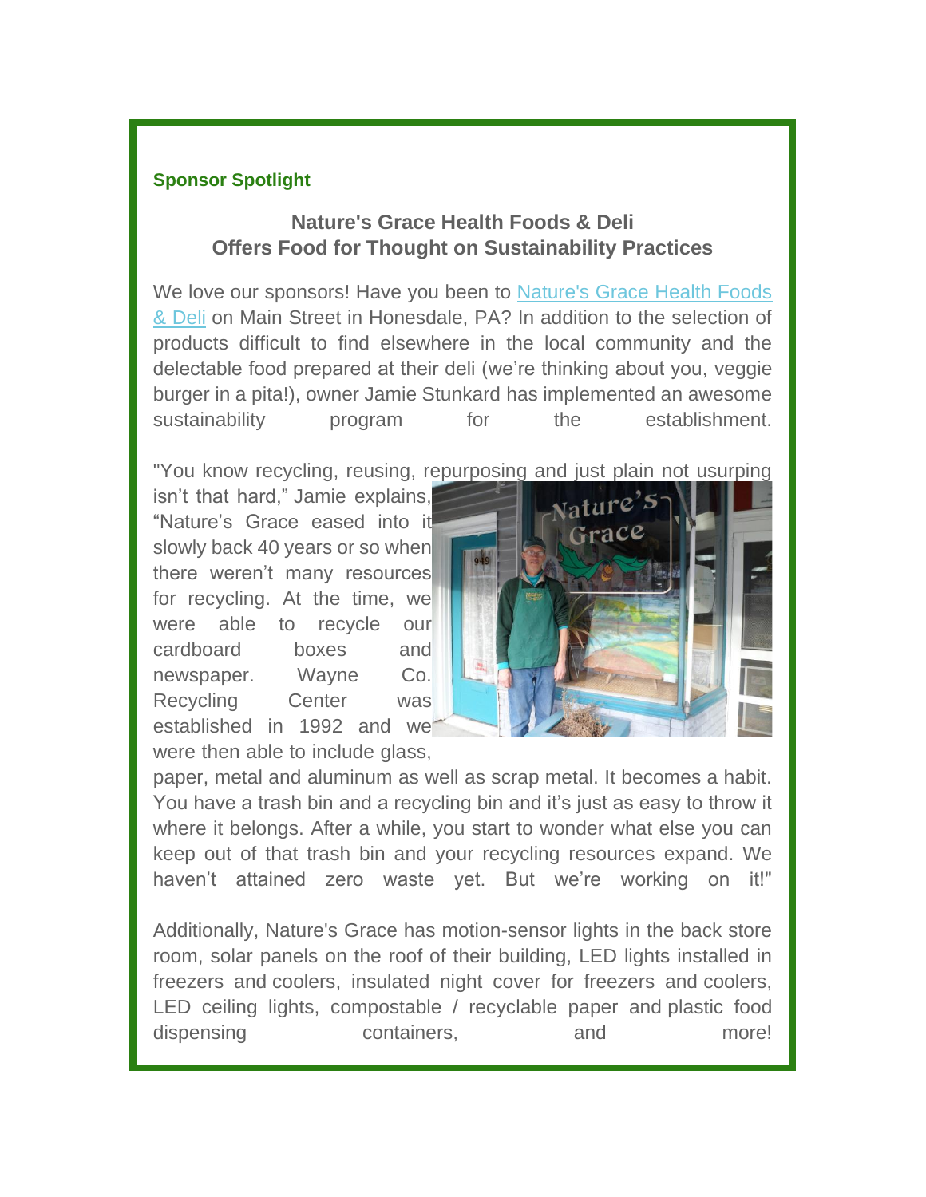**Sponsor Spotlight**

## Nature's Grace Health Foods & Deli
## Offers Food for Thought on Sustainability Practices

We love our sponsors! Have you been to [Nature's Grace Health Foods & Deli]() on Main Street in Honesdale, PA? In addition to the selection of products difficult to find elsewhere in the local community and the delectable food prepared at their deli (we're thinking about you, veggie burger in a pita!), owner Jamie Stunkard has implemented an awesome sustainability program for the establishment.

"You know recycling, reusing, repurposing and just plain not usurping isn't that hard," Jamie explains, "Nature's Grace eased into it slowly back 40 years or so when there weren't many resources for recycling. At the time, we were able to recycle our cardboard boxes and newspaper. Wayne Co. Recycling Center was established in 1992 and we were then able to include glass, paper, metal and aluminum as well as scrap metal. It becomes a habit. You have a trash bin and a recycling bin and it's just as easy to throw it where it belongs. After a while, you start to wonder what else you can keep out of that trash bin and your recycling resources expand. We haven't attained zero waste yet. But we're working on it!"

Additionally, Nature's Grace has motion-sensor lights in the back store room, solar panels on the roof of their building, LED lights installed in freezers and coolers, insulated night cover for freezers and coolers, LED ceiling lights, compostable / recyclable paper and plastic food dispensing containers, and more!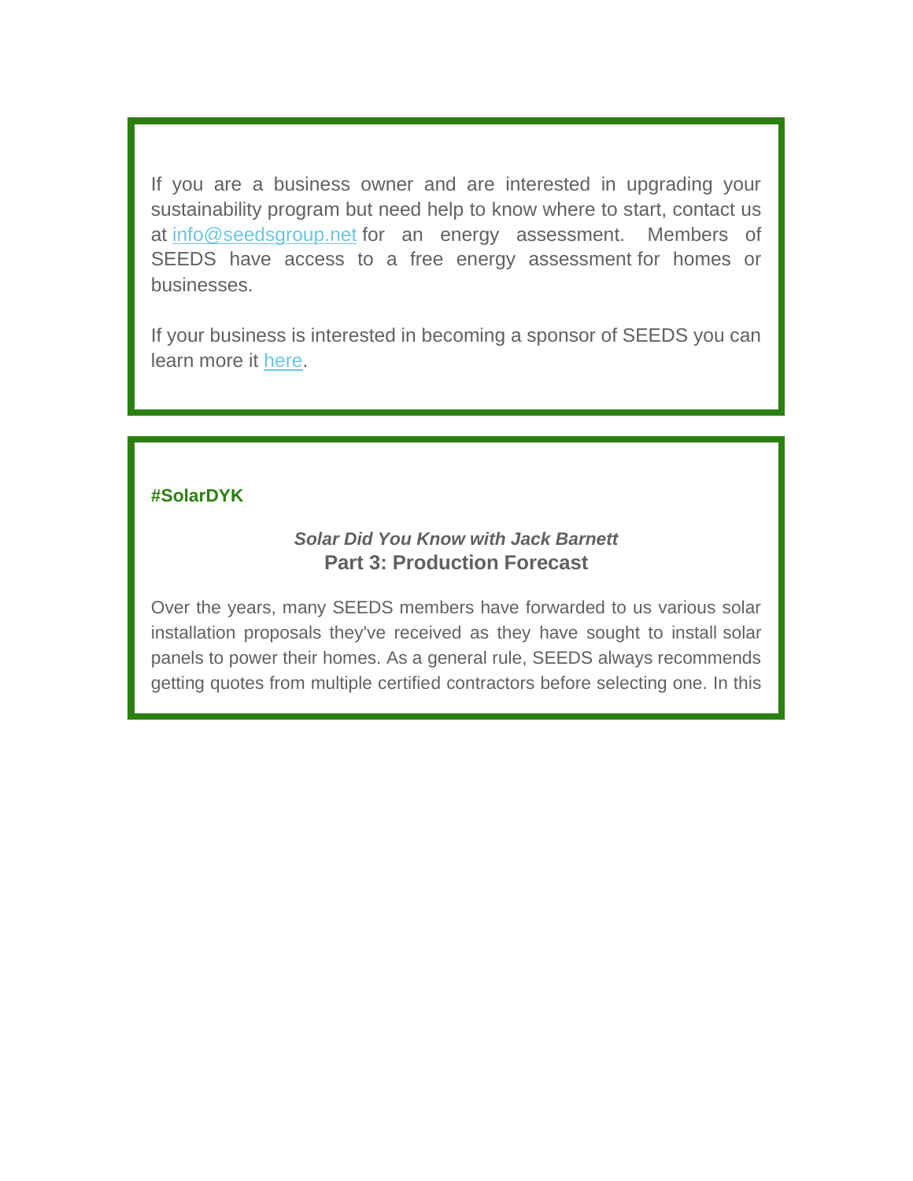If you are a business owner and are interested in upgrading your sustainability program but need help to know where to start, contact us at [info@seedsgroup.net](mailto:info@seedsgroup.net) for an energy assessment. Members of SEEDS have access to a free energy assessment for homes or businesses.

If your business is interested in becoming a sponsor of SEEDS you can learn more it [here](#).

**#SolarDYK**

***Solar Did You Know with Jack Barnett***

## Part 3: Production Forecast

Over the years, many SEEDS members have forwarded to us various solar installation proposals they've received as they have sought to install solar panels to power their homes. As a general rule, SEEDS always recommends getting quotes from multiple certified contractors before selecting one. In this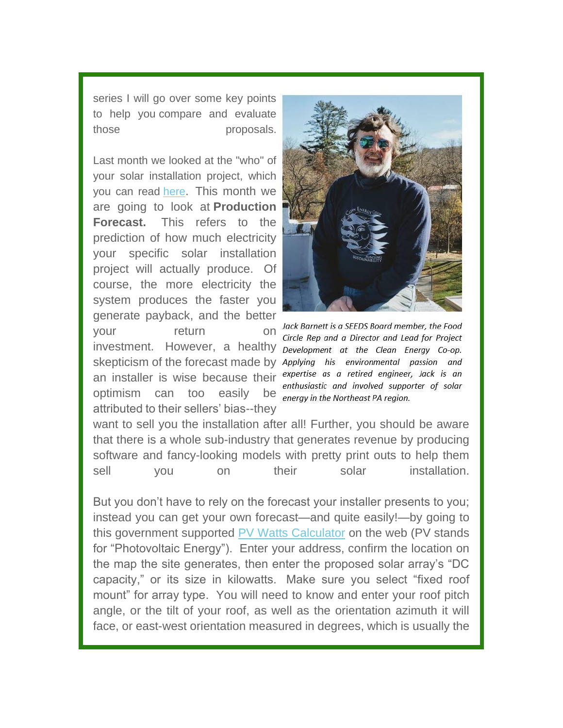series I will go over some key points to help you compare and evaluate those proposals.

Last month we looked at the "who" of your solar installation project, which you can read here. This month we are going to look at **Production Forecast.** This refers to the prediction of how much electricity your specific solar installation project will actually produce. Of course, the more electricity the system produces the faster you generate payback, and the better your return on investment. However, a healthy skepticism of the forecast made by an installer is wise because their optimism can too easily be attributed to their sellers' bias--they want to sell you the installation after all! Further, you should be aware that there is a whole sub-industry that generates revenue by producing software and fancy-looking models with pretty print outs to help them sell you on their solar installation.

*Jack Barnett is a SEEDS Board member, the Food Circle Rep and a Director and Lead for Project Development at the Clean Energy Co-op. Applying his environmental passion and expertise as a retired engineer, Jack is an enthusiastic and involved supporter of solar energy in the Northeast PA region.*

But you don't have to rely on the forecast your installer presents to you; instead you can get your own forecast—and quite easily!—by going to this government supported PV Watts Calculator on the web (PV stands for "Photovoltaic Energy"). Enter your address, confirm the location on the map the site generates, then enter the proposed solar array's "DC capacity," or its size in kilowatts. Make sure you select "fixed roof mount" for array type. You will need to know and enter your roof pitch angle, or the tilt of your roof, as well as the orientation azimuth it will face, or east-west orientation measured in degrees, which is usually the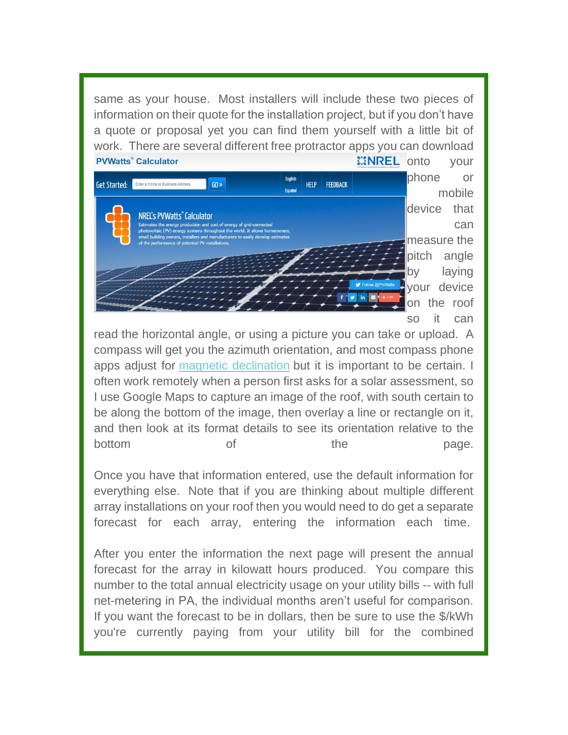same as your house. Most installers will include these two pieces of information on their quote for the installation project, but if you don't have a quote or proposal yet you can find them yourself with a little bit of work. There are several different free protractor apps you can download onto your phone or mobile device that can measure the pitch angle by laying your device on the roof so it can read the horizontal angle, or using a picture you can take or upload. A compass will get you the azimuth orientation, and most compass phone apps adjust for magnetic declination but it is important to be certain. I often work remotely when a person first asks for a solar assessment, so I use Google Maps to capture an image of the roof, with south certain to be along the bottom of the image, then overlay a line or rectangle on it, and then look at its format details to see its orientation relative to the bottom of the page.

Once you have that information entered, use the default information for everything else. Note that if you are thinking about multiple different array installations on your roof then you would need to do get a separate forecast for each array, entering the information each time.

After you enter the information the next page will present the annual forecast for the array in kilowatt hours produced. You compare this number to the total annual electricity usage on your utility bills -- with full net-metering in PA, the individual months aren't useful for comparison. If you want the forecast to be in dollars, then be sure to use the $/kWh you're currently paying from your utility bill for the combined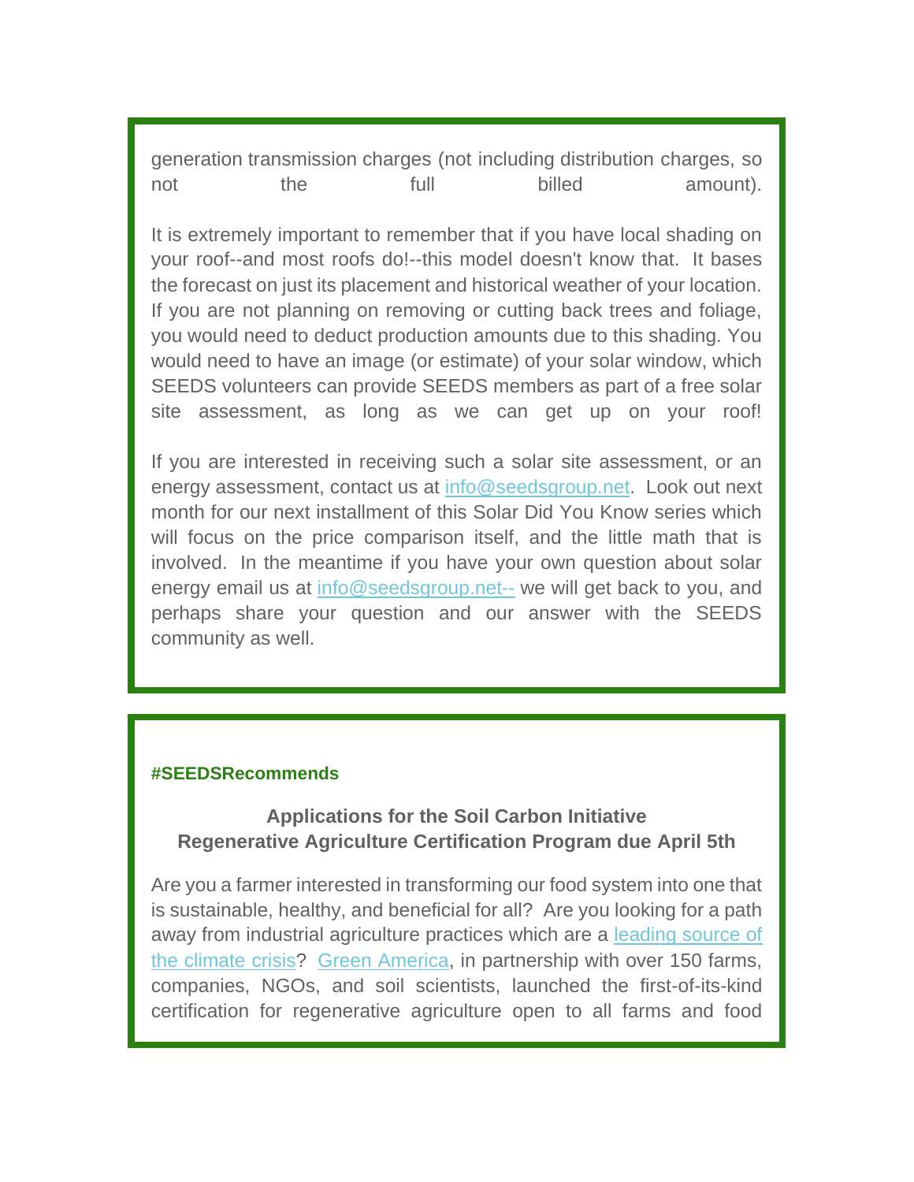generation transmission charges (not including distribution charges, so not the full billed amount).

It is extremely important to remember that if you have local shading on your roof--and most roofs do!--this model doesn't know that. It bases the forecast on just its placement and historical weather of your location. If you are not planning on removing or cutting back trees and foliage, you would need to deduct production amounts due to this shading. You would need to have an image (or estimate) of your solar window, which SEEDS volunteers can provide SEEDS members as part of a free solar site assessment, as long as we can get up on your roof!

If you are interested in receiving such a solar site assessment, or an energy assessment, contact us at info@seedsgroup.net. Look out next month for our next installment of this Solar Did You Know series which will focus on the price comparison itself, and the little math that is involved. In the meantime if you have your own question about solar energy email us at info@seedsgroup.net-- we will get back to you, and perhaps share your question and our answer with the SEEDS community as well.

**#SEEDSRecommends**

**Applications for the Soil Carbon Initiative**
**Regenerative Agriculture Certification Program due April 5th**

Are you a farmer interested in transforming our food system into one that is sustainable, healthy, and beneficial for all? Are you looking for a path away from industrial agriculture practices which are a leading source of the climate crisis? Green America, in partnership with over 150 farms, companies, NGOs, and soil scientists, launched the first-of-its-kind certification for regenerative agriculture open to all farms and food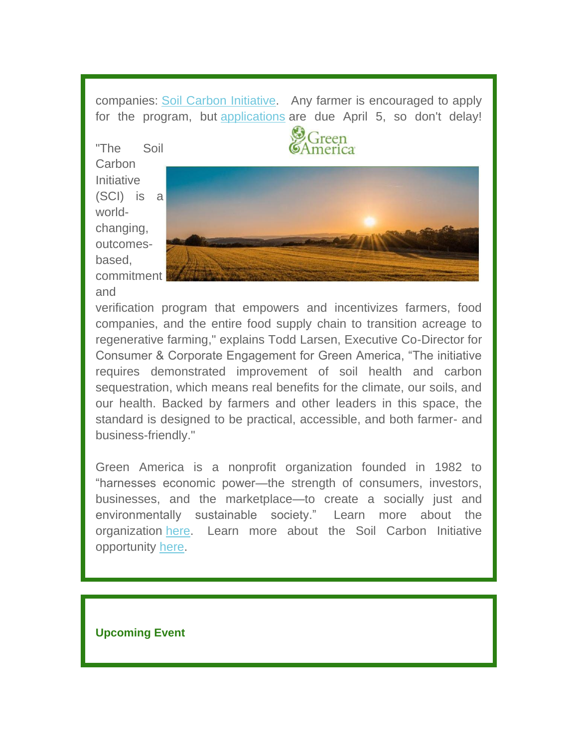companies: Soil Carbon Initiative. Any farmer is encouraged to apply for the program, but applications are due April 5, so don't delay!

"The Soil Carbon Initiative (SCI) is a world-changing, outcomes-based, commitment and verification program that empowers and incentivizes farmers, food companies, and the entire food supply chain to transition acreage to regenerative farming," explains Todd Larsen, Executive Co-Director for Consumer & Corporate Engagement for Green America, "The initiative requires demonstrated improvement of soil health and carbon sequestration, which means real benefits for the climate, our soils, and our health. Backed by farmers and other leaders in this space, the standard is designed to be practical, accessible, and both farmer- and business-friendly."

Green America is a nonprofit organization founded in 1982 to "harnesses economic power—the strength of consumers, investors, businesses, and the marketplace—to create a socially just and environmentally sustainable society." Learn more about the organization here. Learn more about the Soil Carbon Initiative opportunity here.

**Upcoming Event**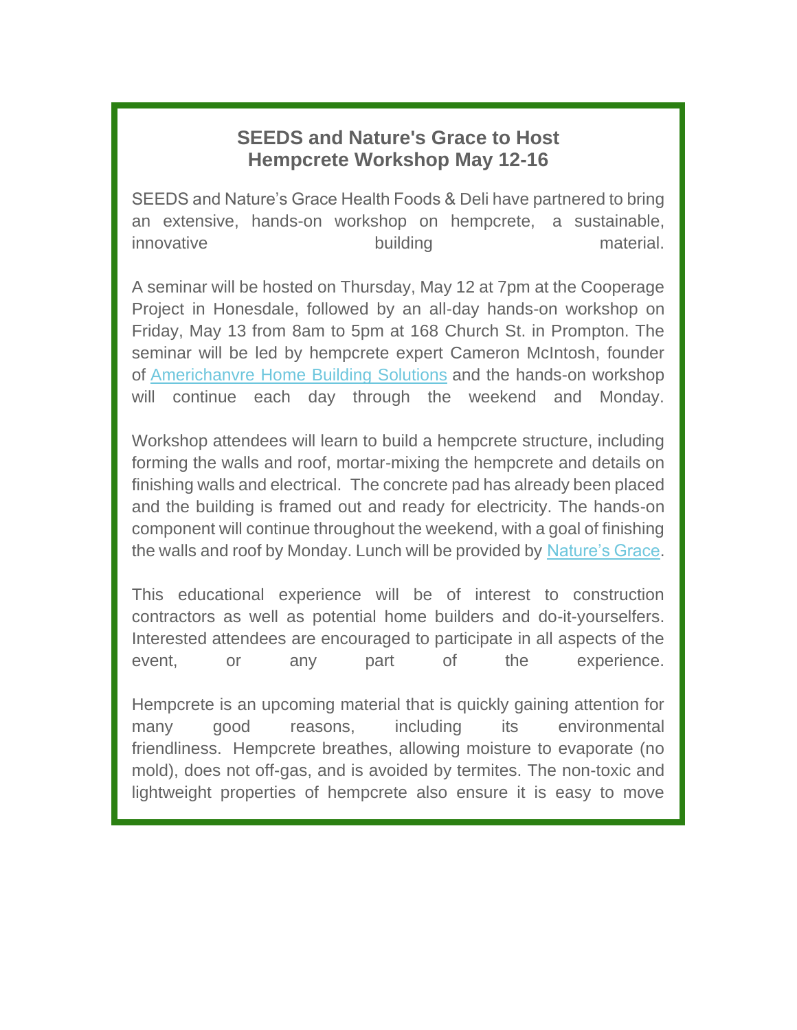## SEEDS and Nature's Grace to Host Hempcrete Workshop May 12-16

SEEDS and Nature's Grace Health Foods & Deli have partnered to bring an extensive, hands-on workshop on hempcrete, a sustainable, innovative building material.

A seminar will be hosted on Thursday, May 12 at 7pm at the Cooperage Project in Honesdale, followed by an all-day hands-on workshop on Friday, May 13 from 8am to 5pm at 168 Church St. in Prompton. The seminar will be led by hempcrete expert Cameron McIntosh, founder of Americhanvre Home Building Solutions and the hands-on workshop will continue each day through the weekend and Monday.

Workshop attendees will learn to build a hempcrete structure, including forming the walls and roof, mortar-mixing the hempcrete and details on finishing walls and electrical. The concrete pad has already been placed and the building is framed out and ready for electricity. The hands-on component will continue throughout the weekend, with a goal of finishing the walls and roof by Monday. Lunch will be provided by Nature's Grace.

This educational experience will be of interest to construction contractors as well as potential home builders and do-it-yourselfers. Interested attendees are encouraged to participate in all aspects of the event, or any part of the experience.

Hempcrete is an upcoming material that is quickly gaining attention for many good reasons, including its environmental friendliness. Hempcrete breathes, allowing moisture to evaporate (no mold), does not off-gas, and is avoided by termites. The non-toxic and lightweight properties of hempcrete also ensure it is easy to move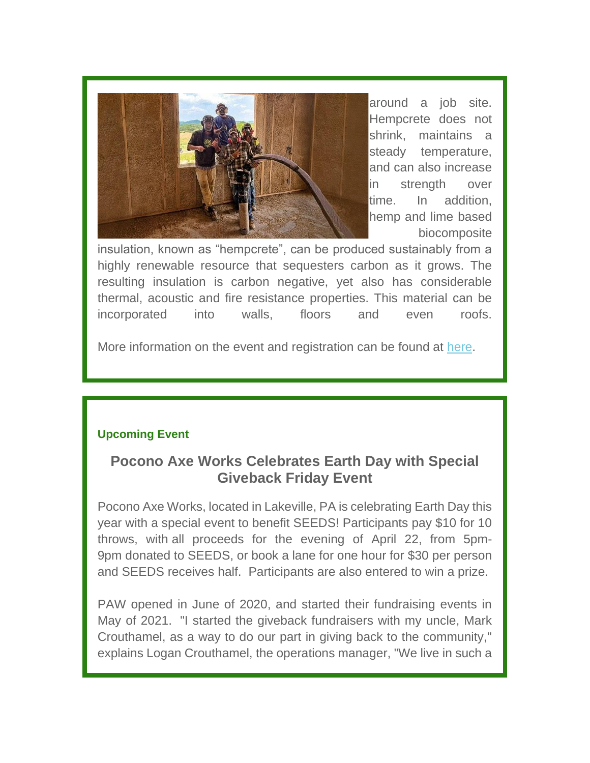around a job site. Hempcrete does not shrink, maintains a steady temperature, and can also increase in strength over time. In addition, hemp and lime based biocomposite insulation, known as "hempcrete", can be produced sustainably from a highly renewable resource that sequesters carbon as it grows. The resulting insulation is carbon negative, yet also has considerable thermal, acoustic and fire resistance properties. This material can be incorporated into walls, floors and even roofs.

More information on the event and registration can be found at here.

**Upcoming Event**

## Pocono Axe Works Celebrates Earth Day with Special Giveback Friday Event

Pocono Axe Works, located in Lakeville, PA is celebrating Earth Day this year with a special event to benefit SEEDS! Participants pay $10 for 10 throws, with all proceeds for the evening of April 22, from 5pm-9pm donated to SEEDS, or book a lane for one hour for $30 per person and SEEDS receives half. Participants are also entered to win a prize.

PAW opened in June of 2020, and started their fundraising events in May of 2021. "I started the giveback fundraisers with my uncle, Mark Crouthamel, as a way to do our part in giving back to the community," explains Logan Crouthamel, the operations manager, "We live in such a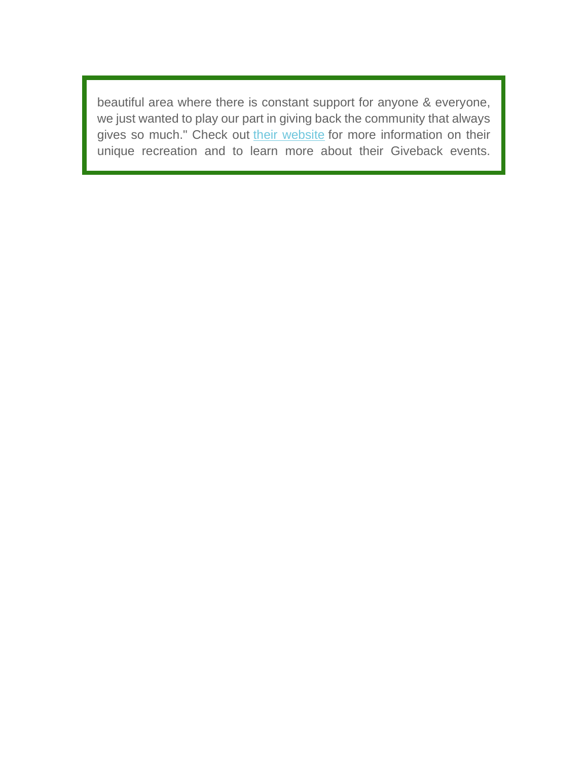beautiful area where there is constant support for anyone & everyone, we just wanted to play our part in giving back the community that always gives so much." Check out their website for more information on their unique recreation and to learn more about their Giveback events.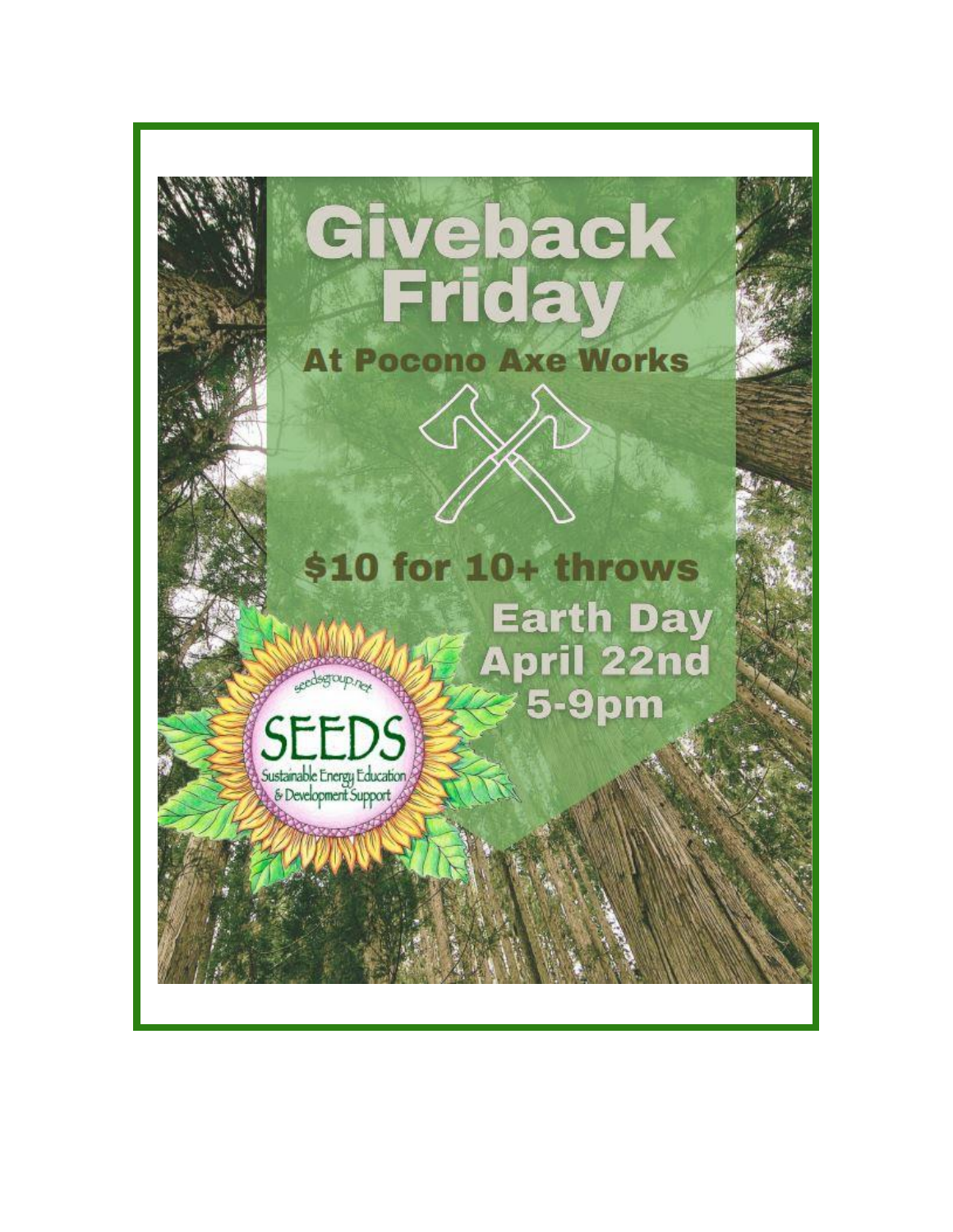# Giveback Friday

## At Pocono Axe Works

**$10 for 10+ throws**

**Earth Day**
**April 22nd**
**5-9pm**

seedsgroup.net

SEEDS

Sustainable Energy Education & Development Support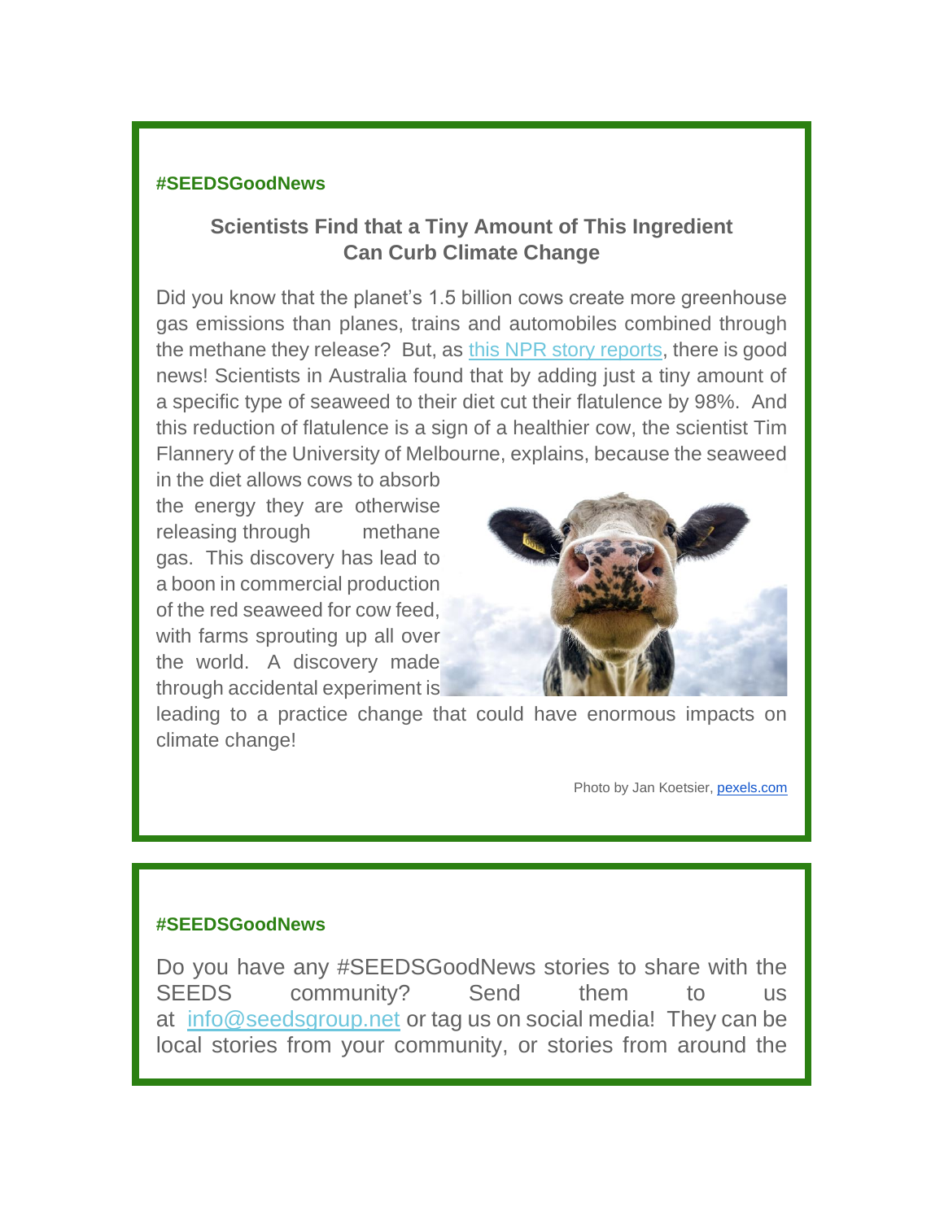**#SEEDSGoodNews**

### Scientists Find that a Tiny Amount of This Ingredient Can Curb Climate Change

Did you know that the planet's 1.5 billion cows create more greenhouse gas emissions than planes, trains and automobiles combined through the methane they release? But, as [this NPR story reports](), there is good news! Scientists in Australia found that by adding just a tiny amount of a specific type of seaweed to their diet cut their flatulence by 98%. And this reduction of flatulence is a sign of a healthier cow, the scientist Tim Flannery of the University of Melbourne, explains, because the seaweed in the diet allows cows to absorb the energy they are otherwise releasing through methane gas. This discovery has lead to a boon in commercial production of the red seaweed for cow feed, with farms sprouting up all over the world. A discovery made through accidental experiment is leading to a practice change that could have enormous impacts on climate change!

Photo by Jan Koetsier, [pexels.com]()

**#SEEDSGoodNews**

Do you have any #SEEDSGoodNews stories to share with the SEEDS community? Send them to us at [info@seedsgroup.net]() or tag us on social media! They can be local stories from your community, or stories from around the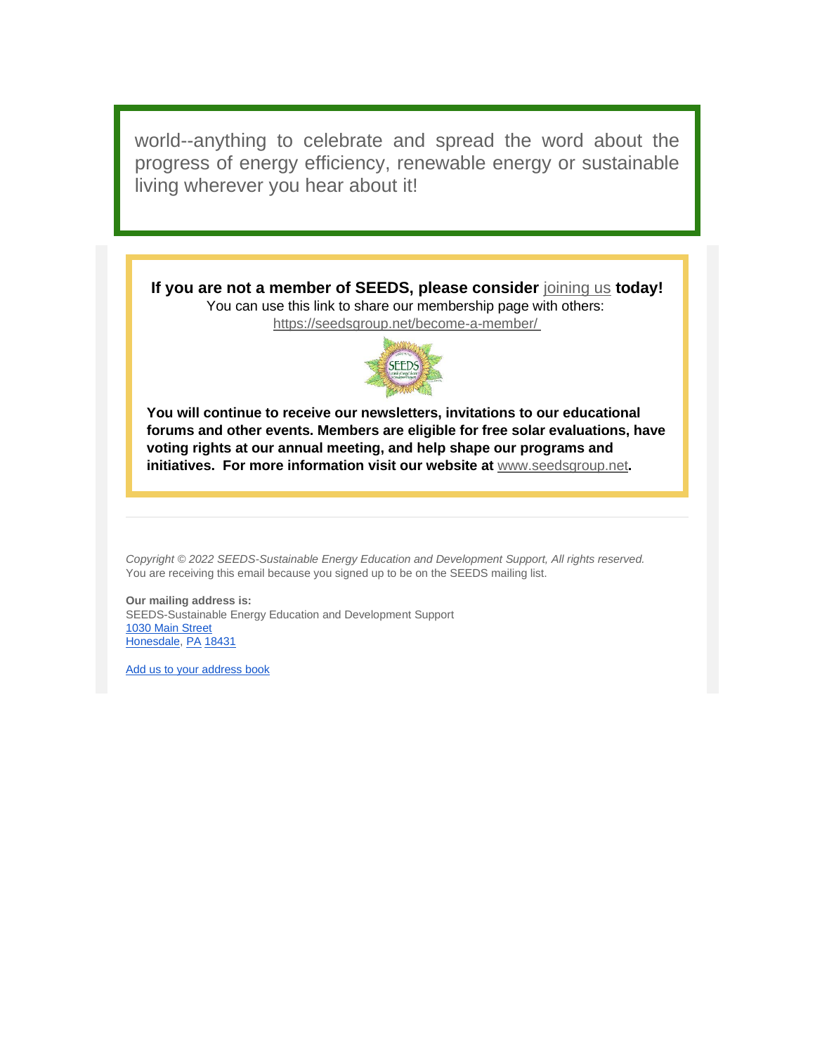world--anything to celebrate and spread the word about the progress of energy efficiency, renewable energy or sustainable living wherever you hear about it!

**If you are not a member of SEEDS, please consider** joining us **today!**
You can use this link to share our membership page with others:
https://seedsgroup.net/become-a-member/

**You will continue to receive our newsletters, invitations to our educational forums and other events. Members are eligible for free solar evaluations, have voting rights at our annual meeting, and help shape our programs and initiatives. For more information visit our website at** www.seedsgroup.net**.**

---

*Copyright © 2022 SEEDS-Sustainable Energy Education and Development Support, All rights reserved.*
You are receiving this email because you signed up to be on the SEEDS mailing list.

**Our mailing address is:**
SEEDS-Sustainable Energy Education and Development Support
1030 Main Street
Honesdale, PA 18431

Add us to your address book